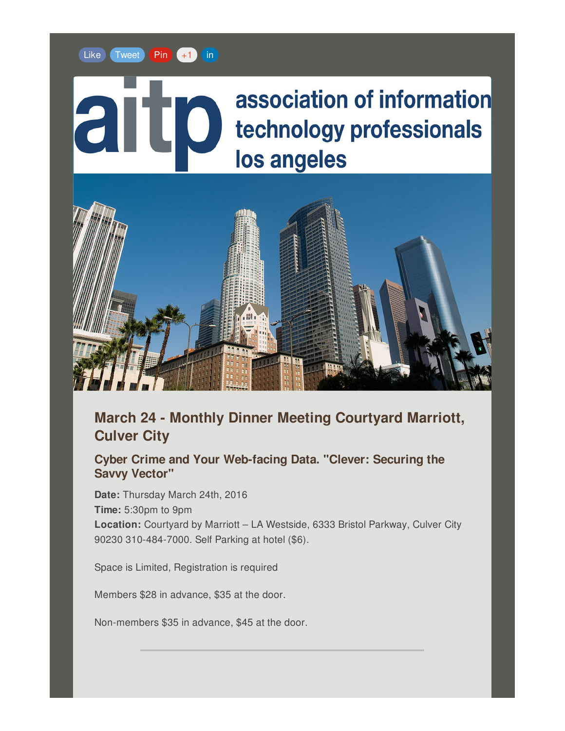Like Tweet Pin +1 in

aitp association of information technology professionals los angeles

## March 24 - Monthly Dinner Meeting Courtyard Marriott, Culver City

### Cyber Crime and Your Web-facing Data. "Clever: Securing the Savvy Vector"

**Date:** Thursday March 24th, 2016
**Time:** 5:30pm to 9pm
**Location:** Courtyard by Marriott – LA Westside, 6333 Bristol Parkway, Culver City 90230 310-484-7000. Self Parking at hotel ($6).

Space is Limited, Registration is required

Members $28 in advance, $35 at the door.

Non-members $35 in advance, $45 at the door.

---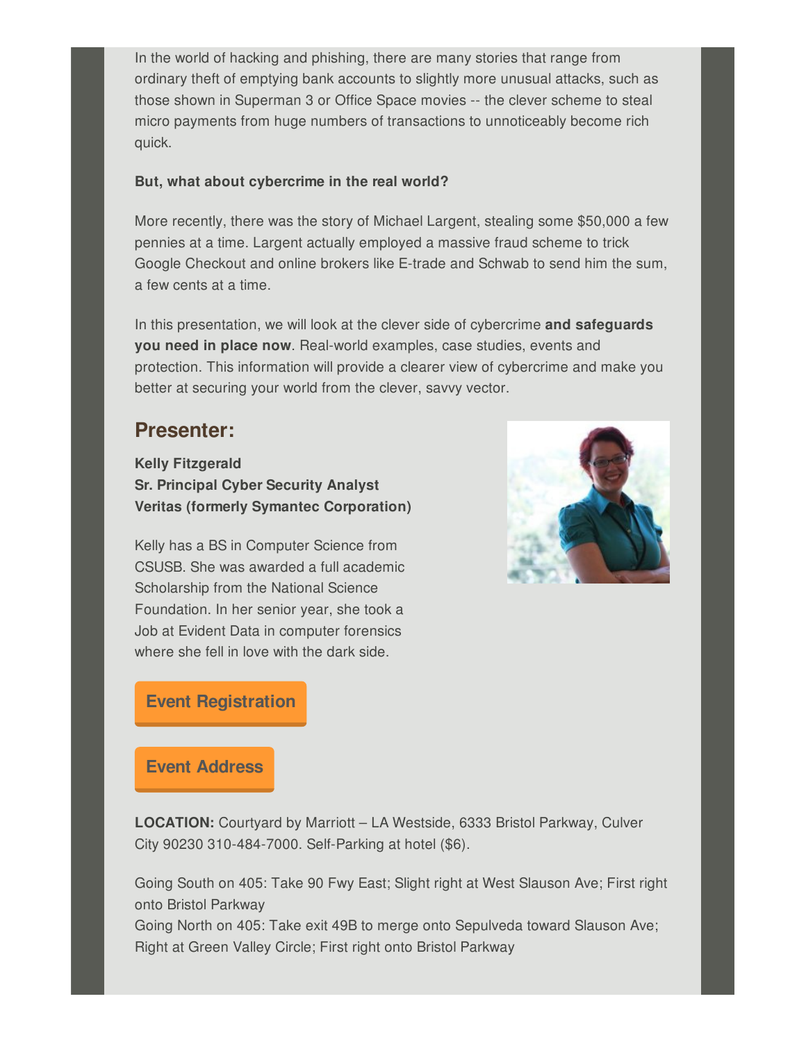In the world of hacking and phishing, there are many stories that range from ordinary theft of emptying bank accounts to slightly more unusual attacks, such as those shown in Superman 3 or Office Space movies -- the clever scheme to steal micro payments from huge numbers of transactions to unnoticeably become rich quick.

**But, what about cybercrime in the real world?**

More recently, there was the story of Michael Largent, stealing some $50,000 a few pennies at a time. Largent actually employed a massive fraud scheme to trick Google Checkout and online brokers like E-trade and Schwab to send him the sum, a few cents at a time.

In this presentation, we will look at the clever side of cybercrime **and safeguards you need in place now**. Real-world examples, case studies, events and protection. This information will provide a clearer view of cybercrime and make you better at securing your world from the clever, savvy vector.

## Presenter:

**Kelly Fitzgerald**
**Sr. Principal Cyber Security Analyst**
**Veritas (formerly Symantec Corporation)**

Kelly has a BS in Computer Science from CSUSB. She was awarded a full academic Scholarship from the National Science Foundation. In her senior year, she took a Job at Evident Data in computer forensics where she fell in love with the dark side.

**Event Registration**

**Event Address**

**LOCATION:** Courtyard by Marriott – LA Westside, 6333 Bristol Parkway, Culver City 90230 310-484-7000. Self-Parking at hotel ($6).

Going South on 405: Take 90 Fwy East; Slight right at West Slauson Ave; First right onto Bristol Parkway
Going North on 405: Take exit 49B to merge onto Sepulveda toward Slauson Ave; Right at Green Valley Circle; First right onto Bristol Parkway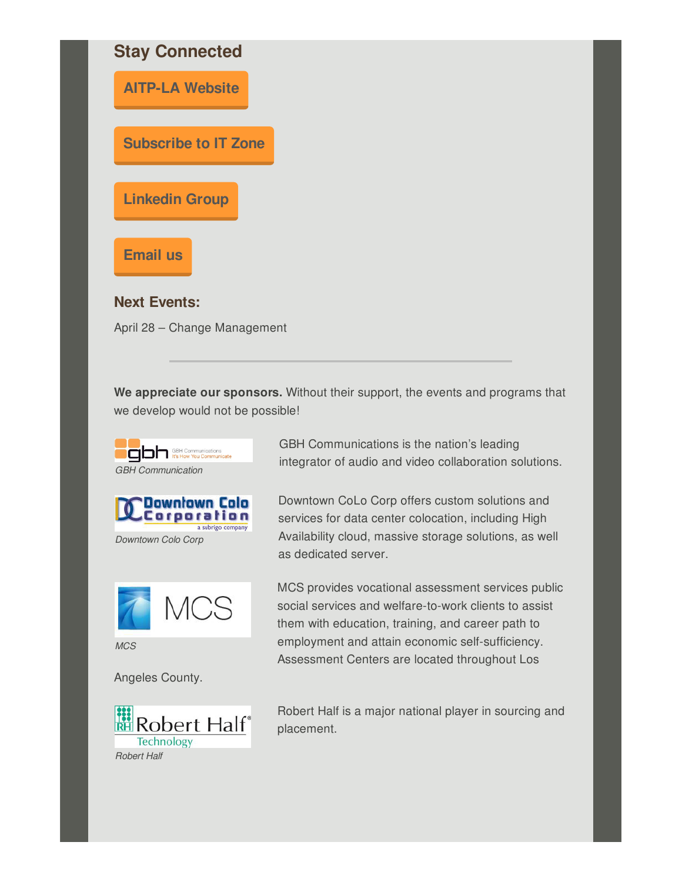## Stay Connected

AITP-LA Website

Subscribe to IT Zone

Linkedin Group

Email us

### Next Events:

April 28 – Change Management

---

**We appreciate our sponsors.** Without their support, the events and programs that we develop would not be possible!

*GBH Communication*

GBH Communications is the nation's leading integrator of audio and video collaboration solutions.

*Downtown Colo Corp*

Downtown CoLo Corp offers custom solutions and services for data center colocation, including High Availability cloud, massive storage solutions, as well as dedicated server.

*MCS*

MCS provides vocational assessment services public social services and welfare-to-work clients to assist them with education, training, and career path to employment and attain economic self-sufficiency. Assessment Centers are located throughout Los Angeles County.

*Robert Half*

Robert Half is a major national player in sourcing and placement.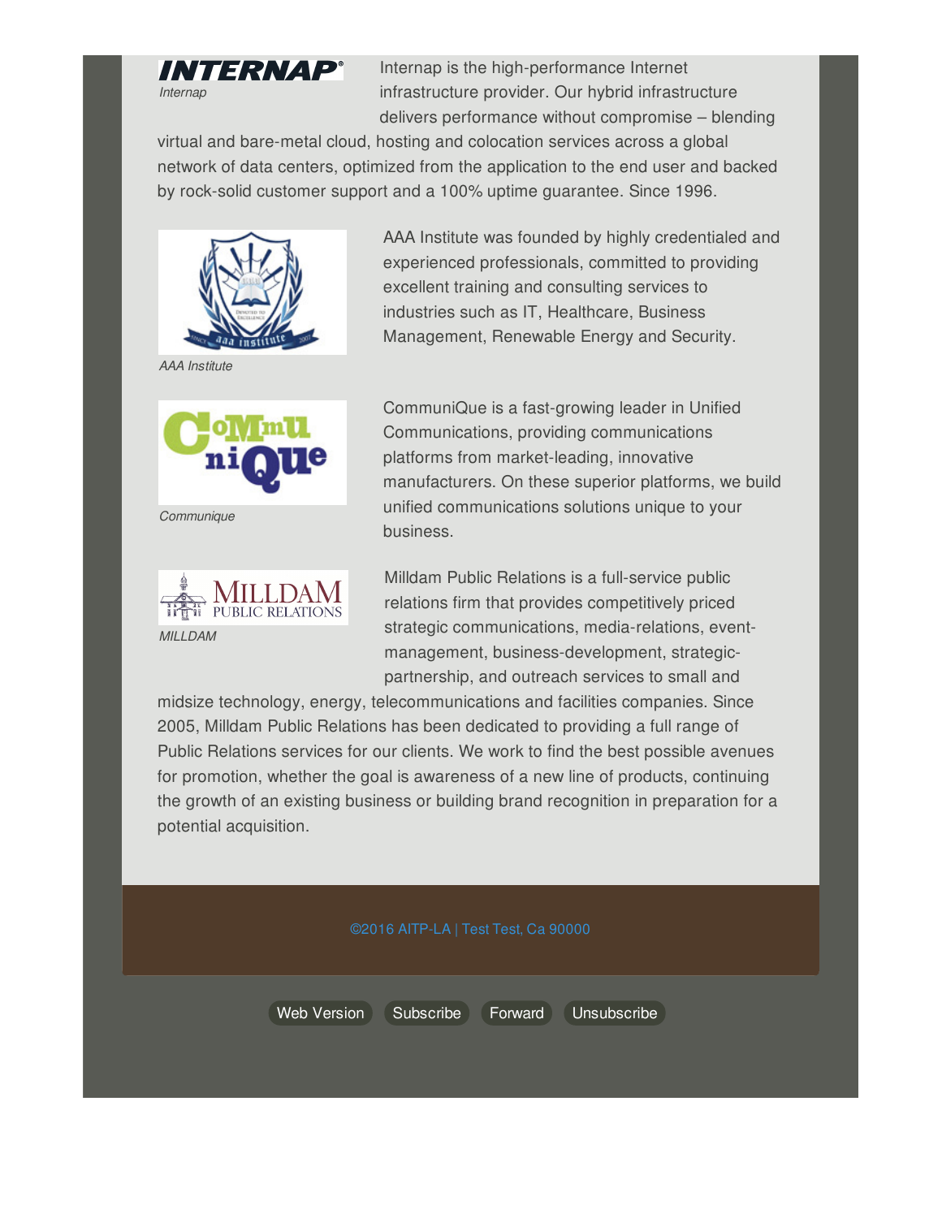*Internap*

Internap is the high-performance Internet infrastructure provider. Our hybrid infrastructure delivers performance without compromise – blending virtual and bare-metal cloud, hosting and colocation services across a global network of data centers, optimized from the application to the end user and backed by rock-solid customer support and a 100% uptime guarantee. Since 1996.

*AAA Institute*

AAA Institute was founded by highly credentialed and experienced professionals, committed to providing excellent training and consulting services to industries such as IT, Healthcare, Business Management, Renewable Energy and Security.

*Communique*

CommuniQue is a fast-growing leader in Unified Communications, providing communications platforms from market-leading, innovative manufacturers. On these superior platforms, we build unified communications solutions unique to your business.

*MILLDAM*

Milldam Public Relations is a full-service public relations firm that provides competitively priced strategic communications, media-relations, event-management, business-development, strategic-partnership, and outreach services to small and midsize technology, energy, telecommunications and facilities companies. Since 2005, Milldam Public Relations has been dedicated to providing a full range of Public Relations services for our clients. We work to find the best possible avenues for promotion, whether the goal is awareness of a new line of products, continuing the growth of an existing business or building brand recognition in preparation for a potential acquisition.

©2016 AITP-LA | Test Test, Ca 90000

Web Version Subscribe Forward Unsubscribe